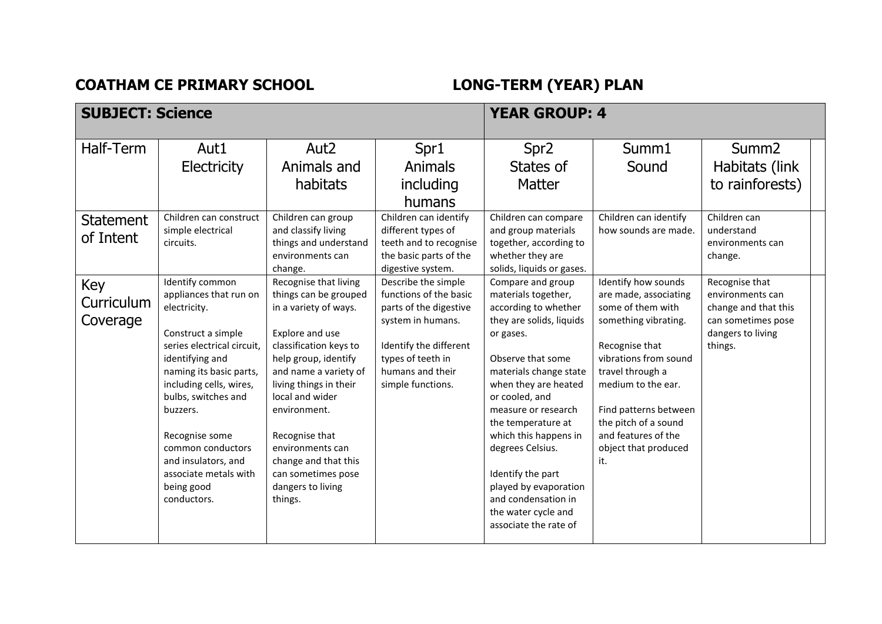**COATHAM CE PRIMARY SCHOOL** **LONG-TERM (YEAR) PLAN**

| **SUBJECT: Science** | | | | **YEAR GROUP: 4** | | | |
|---|---|---|---|---|---|---|---|
| Half-Term | Aut1 Electricity | Aut2 Animals and habitats | Spr1 Animals including humans | Spr2 States of Matter | Summ1 Sound | Summ2 Habitats (link to rainforests) | |
| Statement of Intent | Children can construct simple electrical circuits. | Children can group and classify living things and understand environments can change. | Children can identify different types of teeth and to recognise the basic parts of the digestive system. | Children can compare and group materials together, according to whether they are solids, liquids or gases. | Children can identify how sounds are made. | Children can understand environments can change. | |
| Key Curriculum Coverage | Identify common appliances that run on electricity.<br><br>Construct a simple series electrical circuit, identifying and naming its basic parts, including cells, wires, bulbs, switches and buzzers.<br><br>Recognise some common conductors and insulators, and associate metals with being good conductors. | Recognise that living things can be grouped in a variety of ways.<br><br>Explore and use classification keys to help group, identify and name a variety of living things in their local and wider environment.<br><br>Recognise that environments can change and that this can sometimes pose dangers to living things. | Describe the simple functions of the basic parts of the digestive system in humans.<br><br>Identify the different types of teeth in humans and their simple functions. | Compare and group materials together, according to whether they are solids, liquids or gases.<br><br>Observe that some materials change state when they are heated or cooled, and measure or research the temperature at which this happens in degrees Celsius.<br><br>Identify the part played by evaporation and condensation in the water cycle and associate the rate of | Identify how sounds are made, associating some of them with something vibrating.<br><br>Recognise that vibrations from sound travel through a medium to the ear.<br><br>Find patterns between the pitch of a sound and features of the object that produced it. | Recognise that environments can change and that this can sometimes pose dangers to living things. | |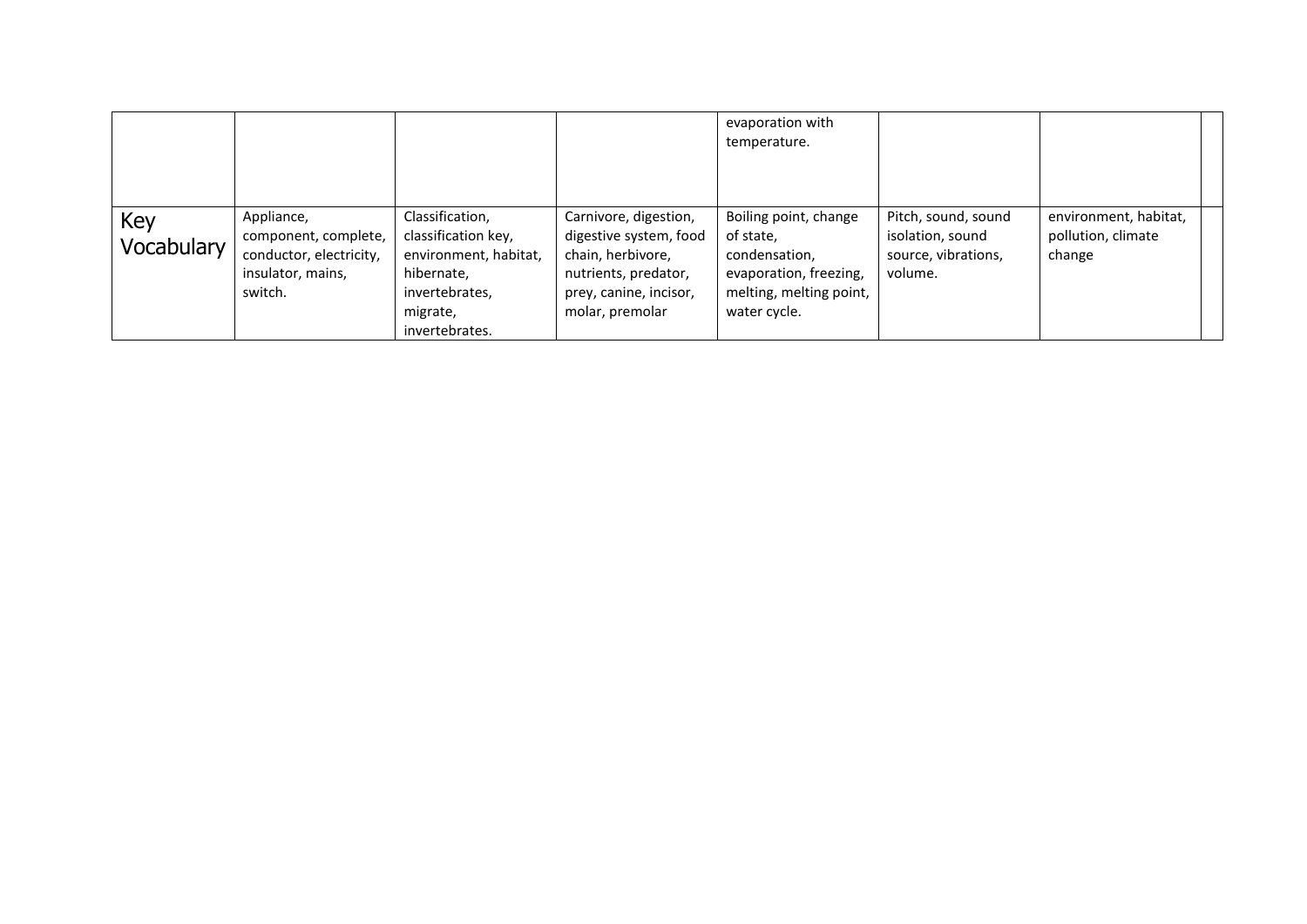| | | | | | | | |
|---|---|---|---|---|---|---|---|
| | | | | evaporation with temperature. | | | |
| Key Vocabulary | Appliance, component, complete, conductor, electricity, insulator, mains, switch. | Classification, classification key, environment, habitat, hibernate, invertebrates, migrate, invertebrates. | Carnivore, digestion, digestive system, food chain, herbivore, nutrients, predator, prey, canine, incisor, molar, premolar | Boiling point, change of state, condensation, evaporation, freezing, melting, melting point, water cycle. | Pitch, sound, sound isolation, sound source, vibrations, volume. | environment, habitat, pollution, climate change | |